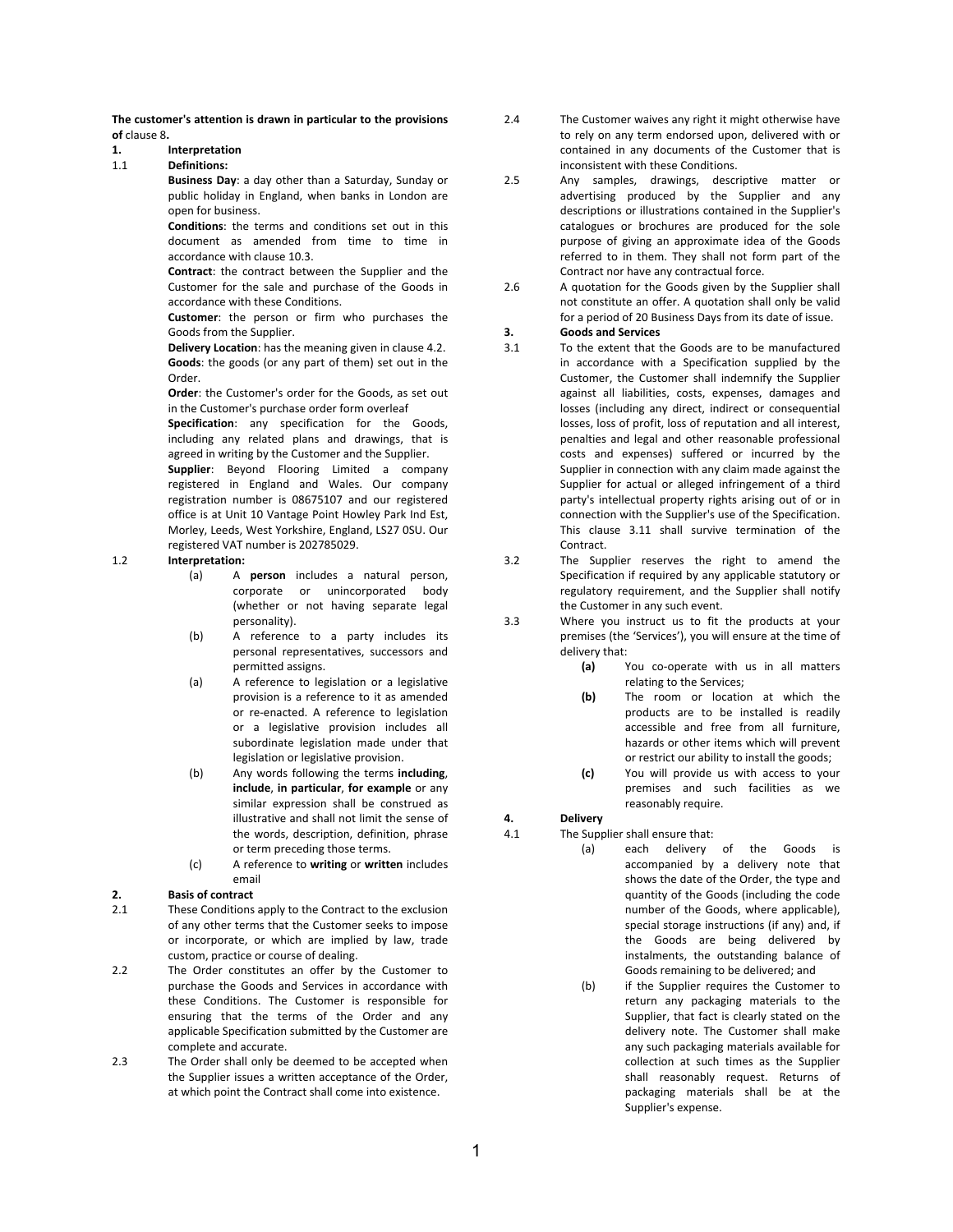**The customer's attention is drawn in particular to the provisions of** clause 8**.**

**1. Interpretation**

1.1 **Definitions:**

**Business Day**: a day other than a Saturday, Sunday or public holiday in England, when banks in London are open for business.

**Conditions**: the terms and conditions set out in this document as amended from time to time in accordance with clause 10.3.

**Contract**: the contract between the Supplier and the Customer for the sale and purchase of the Goods in accordance with these Conditions.

**Customer**: the person or firm who purchases the Goods from the Supplier.

**Delivery Location**: has the meaning given in clause 4.2.

**Goods**: the goods (or any part of them) set out in the Order.

**Order**: the Customer's order for the Goods, as set out in the Customer's purchase order form overleaf

**Specification**: any specification for the Goods, including any related plans and drawings, that is agreed in writing by the Customer and the Supplier.

**Supplier**: Beyond Flooring Limited a company registered in England and Wales. Our company registration number is 08675107 and our registered office is at Unit 10 Vantage Point Howley Park Ind Est, Morley, Leeds, West Yorkshire, England, LS27 0SU. Our registered VAT number is 202785029.

1.2 **Interpretation:**

(a) A **person** includes a natural person, corporate or unincorporated body (whether or not having separate legal personality).

(b) A reference to a party includes its personal representatives, successors and permitted assigns.

(a) A reference to legislation or a legislative provision is a reference to it as amended or re-enacted. A reference to legislation or a legislative provision includes all subordinate legislation made under that legislation or legislative provision.

(b) Any words following the terms **including**, **include**, **in particular**, **for example** or any similar expression shall be construed as illustrative and shall not limit the sense of the words, description, definition, phrase or term preceding those terms.

(c) A reference to **writing** or **written** includes email

**2. Basis of contract**

2.1 These Conditions apply to the Contract to the exclusion of any other terms that the Customer seeks to impose or incorporate, or which are implied by law, trade custom, practice or course of dealing.

2.2 The Order constitutes an offer by the Customer to purchase the Goods and Services in accordance with these Conditions. The Customer is responsible for ensuring that the terms of the Order and any applicable Specification submitted by the Customer are complete and accurate.

2.3 The Order shall only be deemed to be accepted when the Supplier issues a written acceptance of the Order, at which point the Contract shall come into existence.

2.4 The Customer waives any right it might otherwise have to rely on any term endorsed upon, delivered with or contained in any documents of the Customer that is inconsistent with these Conditions.

2.5 Any samples, drawings, descriptive matter or advertising produced by the Supplier and any descriptions or illustrations contained in the Supplier's catalogues or brochures are produced for the sole purpose of giving an approximate idea of the Goods referred to in them. They shall not form part of the Contract nor have any contractual force.

2.6 A quotation for the Goods given by the Supplier shall not constitute an offer. A quotation shall only be valid for a period of 20 Business Days from its date of issue.

**3. Goods and Services**

3.1 To the extent that the Goods are to be manufactured in accordance with a Specification supplied by the Customer, the Customer shall indemnify the Supplier against all liabilities, costs, expenses, damages and losses (including any direct, indirect or consequential losses, loss of profit, loss of reputation and all interest, penalties and legal and other reasonable professional costs and expenses) suffered or incurred by the Supplier in connection with any claim made against the Supplier for actual or alleged infringement of a third party's intellectual property rights arising out of or in connection with the Supplier's use of the Specification. This clause 3.11 shall survive termination of the Contract.

3.2 The Supplier reserves the right to amend the Specification if required by any applicable statutory or regulatory requirement, and the Supplier shall notify the Customer in any such event.

3.3 Where you instruct us to fit the products at your premises (the 'Services'), you will ensure at the time of delivery that:

**(a)** You co-operate with us in all matters relating to the Services;

**(b)** The room or location at which the products are to be installed is readily accessible and free from all furniture, hazards or other items which will prevent or restrict our ability to install the goods;

**(c)** You will provide us with access to your premises and such facilities as we reasonably require.

**4. Delivery**

4.1 The Supplier shall ensure that:

(a) each delivery of the Goods is accompanied by a delivery note that shows the date of the Order, the type and quantity of the Goods (including the code number of the Goods, where applicable), special storage instructions (if any) and, if the Goods are being delivered by instalments, the outstanding balance of Goods remaining to be delivered; and

(b) if the Supplier requires the Customer to return any packaging materials to the Supplier, that fact is clearly stated on the delivery note. The Customer shall make any such packaging materials available for collection at such times as the Supplier shall reasonably request. Returns of packaging materials shall be at the Supplier's expense.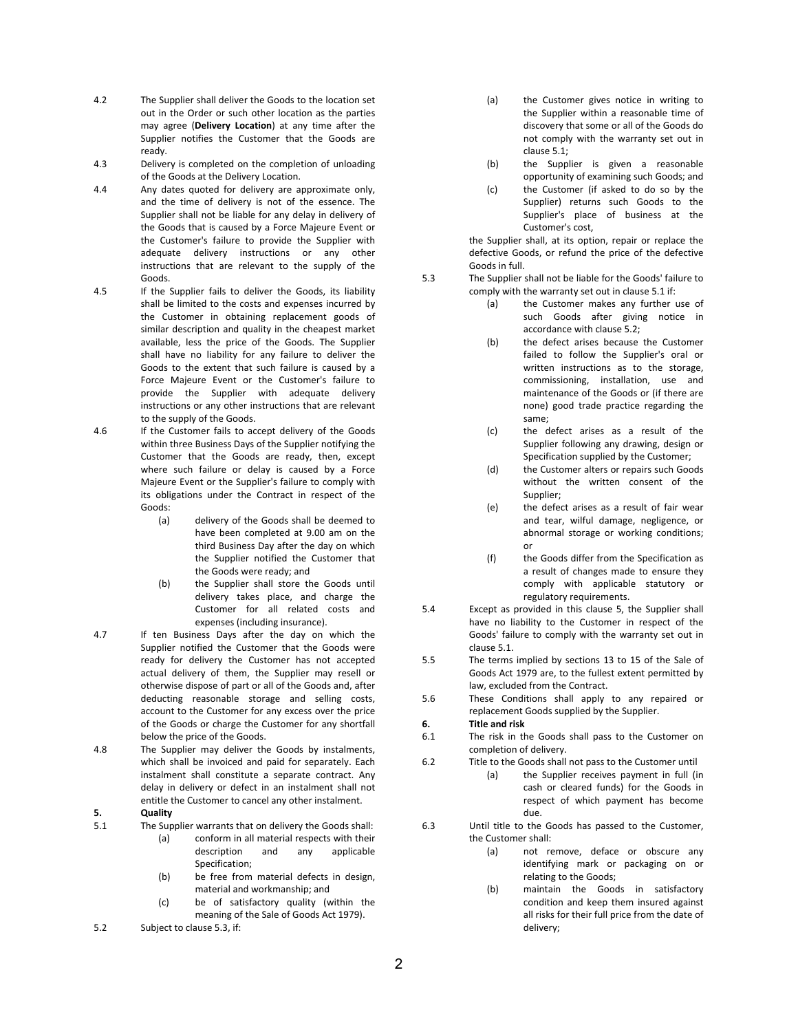4.2 The Supplier shall deliver the Goods to the location set out in the Order or such other location as the parties may agree (**Delivery Location**) at any time after the Supplier notifies the Customer that the Goods are ready.

4.3 Delivery is completed on the completion of unloading of the Goods at the Delivery Location.

4.4 Any dates quoted for delivery are approximate only, and the time of delivery is not of the essence. The Supplier shall not be liable for any delay in delivery of the Goods that is caused by a Force Majeure Event or the Customer's failure to provide the Supplier with adequate delivery instructions or any other instructions that are relevant to the supply of the Goods.

4.5 If the Supplier fails to deliver the Goods, its liability shall be limited to the costs and expenses incurred by the Customer in obtaining replacement goods of similar description and quality in the cheapest market available, less the price of the Goods. The Supplier shall have no liability for any failure to deliver the Goods to the extent that such failure is caused by a Force Majeure Event or the Customer's failure to provide the Supplier with adequate delivery instructions or any other instructions that are relevant to the supply of the Goods.

4.6 If the Customer fails to accept delivery of the Goods within three Business Days of the Supplier notifying the Customer that the Goods are ready, then, except where such failure or delay is caused by a Force Majeure Event or the Supplier's failure to comply with its obligations under the Contract in respect of the Goods:

(a) delivery of the Goods shall be deemed to have been completed at 9.00 am on the third Business Day after the day on which the Supplier notified the Customer that the Goods were ready; and

(b) the Supplier shall store the Goods until delivery takes place, and charge the Customer for all related costs and expenses (including insurance).

4.7 If ten Business Days after the day on which the Supplier notified the Customer that the Goods were ready for delivery the Customer has not accepted actual delivery of them, the Supplier may resell or otherwise dispose of part or all of the Goods and, after deducting reasonable storage and selling costs, account to the Customer for any excess over the price of the Goods or charge the Customer for any shortfall below the price of the Goods.

4.8 The Supplier may deliver the Goods by instalments, which shall be invoiced and paid for separately. Each instalment shall constitute a separate contract. Any delay in delivery or defect in an instalment shall not entitle the Customer to cancel any other instalment.

**5. Quality**

5.1 The Supplier warrants that on delivery the Goods shall:

(a) conform in all material respects with their description and any applicable Specification;

(b) be free from material defects in design, material and workmanship; and

(c) be of satisfactory quality (within the meaning of the Sale of Goods Act 1979).

5.2 Subject to clause 5.3, if:

(a) the Customer gives notice in writing to the Supplier within a reasonable time of discovery that some or all of the Goods do not comply with the warranty set out in clause 5.1;

(b) the Supplier is given a reasonable opportunity of examining such Goods; and

(c) the Customer (if asked to do so by the Supplier) returns such Goods to the Supplier's place of business at the Customer's cost,

the Supplier shall, at its option, repair or replace the defective Goods, or refund the price of the defective Goods in full.

5.3 The Supplier shall not be liable for the Goods' failure to comply with the warranty set out in clause 5.1 if:

(a) the Customer makes any further use of such Goods after giving notice in accordance with clause 5.2;

(b) the defect arises because the Customer failed to follow the Supplier's oral or written instructions as to the storage, commissioning, installation, use and maintenance of the Goods or (if there are none) good trade practice regarding the same;

(c) the defect arises as a result of the Supplier following any drawing, design or Specification supplied by the Customer;

(d) the Customer alters or repairs such Goods without the written consent of the Supplier;

(e) the defect arises as a result of fair wear and tear, wilful damage, negligence, or abnormal storage or working conditions; or

(f) the Goods differ from the Specification as a result of changes made to ensure they comply with applicable statutory or regulatory requirements.

5.4 Except as provided in this clause 5, the Supplier shall have no liability to the Customer in respect of the Goods' failure to comply with the warranty set out in clause 5.1.

5.5 The terms implied by sections 13 to 15 of the Sale of Goods Act 1979 are, to the fullest extent permitted by law, excluded from the Contract.

5.6 These Conditions shall apply to any repaired or replacement Goods supplied by the Supplier.

**6. Title and risk**

6.1 The risk in the Goods shall pass to the Customer on completion of delivery.

6.2 Title to the Goods shall not pass to the Customer until

(a) the Supplier receives payment in full (in cash or cleared funds) for the Goods in respect of which payment has become due.

6.3 Until title to the Goods has passed to the Customer, the Customer shall:

(a) not remove, deface or obscure any identifying mark or packaging on or relating to the Goods;

(b) maintain the Goods in satisfactory condition and keep them insured against all risks for their full price from the date of delivery;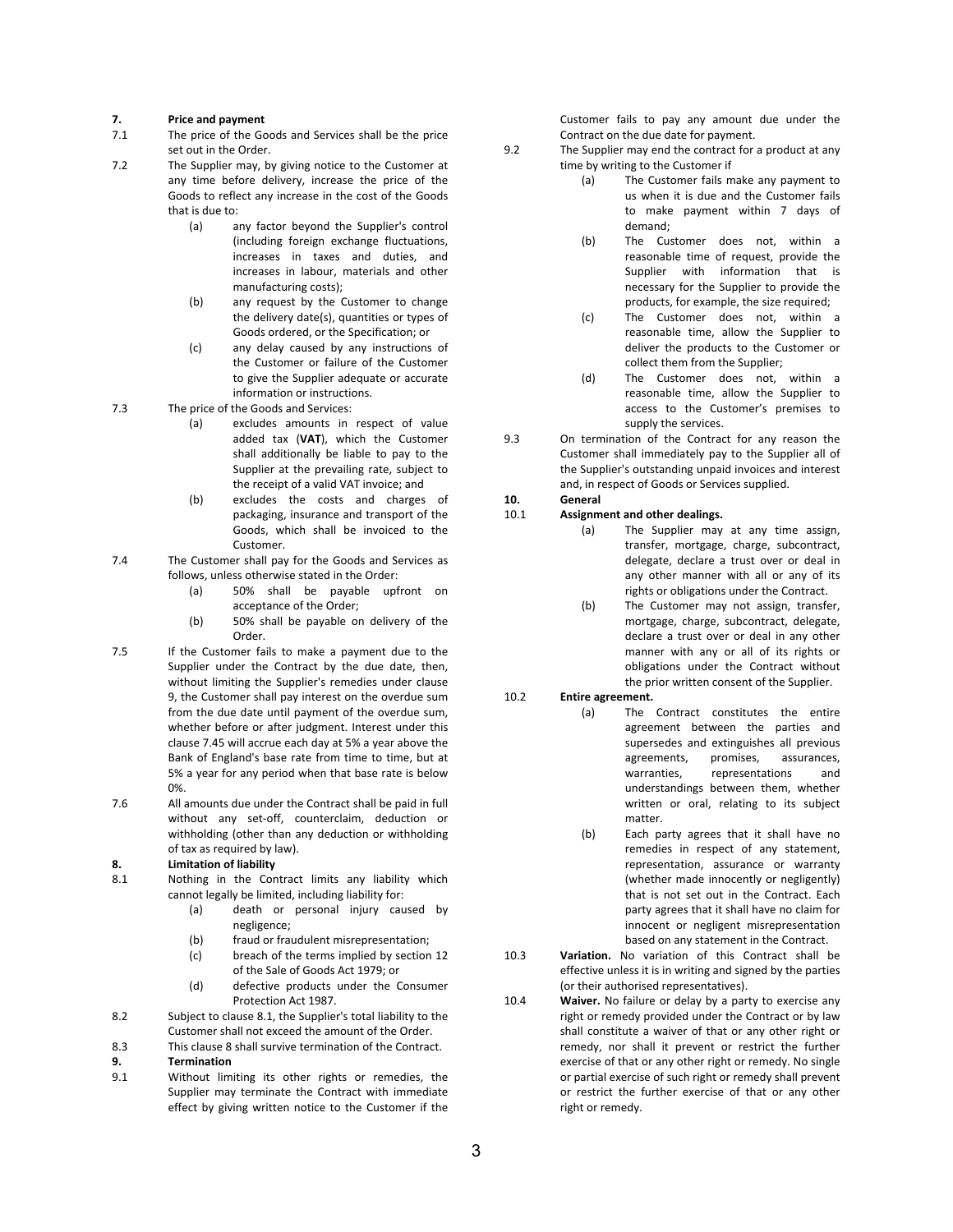**7. Price and payment**

7.1 The price of the Goods and Services shall be the price set out in the Order.

7.2 The Supplier may, by giving notice to the Customer at any time before delivery, increase the price of the Goods to reflect any increase in the cost of the Goods that is due to:

(a) any factor beyond the Supplier's control (including foreign exchange fluctuations, increases in taxes and duties, and increases in labour, materials and other manufacturing costs);

(b) any request by the Customer to change the delivery date(s), quantities or types of Goods ordered, or the Specification; or

(c) any delay caused by any instructions of the Customer or failure of the Customer to give the Supplier adequate or accurate information or instructions.

7.3 The price of the Goods and Services:

(a) excludes amounts in respect of value added tax (**VAT**), which the Customer shall additionally be liable to pay to the Supplier at the prevailing rate, subject to the receipt of a valid VAT invoice; and

(b) excludes the costs and charges of packaging, insurance and transport of the Goods, which shall be invoiced to the Customer.

7.4 The Customer shall pay for the Goods and Services as follows, unless otherwise stated in the Order:

(a) 50% shall be payable upfront on acceptance of the Order;

(b) 50% shall be payable on delivery of the Order.

7.5 If the Customer fails to make a payment due to the Supplier under the Contract by the due date, then, without limiting the Supplier's remedies under clause 9, the Customer shall pay interest on the overdue sum from the due date until payment of the overdue sum, whether before or after judgment. Interest under this clause 7.45 will accrue each day at 5% a year above the Bank of England's base rate from time to time, but at 5% a year for any period when that base rate is below 0%.

7.6 All amounts due under the Contract shall be paid in full without any set-off, counterclaim, deduction or withholding (other than any deduction or withholding of tax as required by law).

**8. Limitation of liability**

8.1 Nothing in the Contract limits any liability which cannot legally be limited, including liability for:

(a) death or personal injury caused by negligence;

(b) fraud or fraudulent misrepresentation;

(c) breach of the terms implied by section 12 of the Sale of Goods Act 1979; or

(d) defective products under the Consumer Protection Act 1987.

8.2 Subject to clause 8.1, the Supplier's total liability to the Customer shall not exceed the amount of the Order.

8.3 This clause 8 shall survive termination of the Contract.

**9. Termination**

9.1 Without limiting its other rights or remedies, the Supplier may terminate the Contract with immediate effect by giving written notice to the Customer if the Customer fails to pay any amount due under the Contract on the due date for payment.

9.2 The Supplier may end the contract for a product at any time by writing to the Customer if

(a) The Customer fails make any payment to us when it is due and the Customer fails to make payment within 7 days of demand;

(b) The Customer does not, within a reasonable time of request, provide the Supplier with information that is necessary for the Supplier to provide the products, for example, the size required;

(c) The Customer does not, within a reasonable time, allow the Supplier to deliver the products to the Customer or collect them from the Supplier;

(d) The Customer does not, within a reasonable time, allow the Supplier to access to the Customer's premises to supply the services.

9.3 On termination of the Contract for any reason the Customer shall immediately pay to the Supplier all of the Supplier's outstanding unpaid invoices and interest and, in respect of Goods or Services supplied.

**10. General**

10.1 **Assignment and other dealings.**

(a) The Supplier may at any time assign, transfer, mortgage, charge, subcontract, delegate, declare a trust over or deal in any other manner with all or any of its rights or obligations under the Contract.

(b) The Customer may not assign, transfer, mortgage, charge, subcontract, delegate, declare a trust over or deal in any other manner with any or all of its rights or obligations under the Contract without the prior written consent of the Supplier.

10.2 **Entire agreement.**

(a) The Contract constitutes the entire agreement between the parties and supersedes and extinguishes all previous agreements, promises, assurances, warranties, representations and understandings between them, whether written or oral, relating to its subject matter.

(b) Each party agrees that it shall have no remedies in respect of any statement, representation, assurance or warranty (whether made innocently or negligently) that is not set out in the Contract. Each party agrees that it shall have no claim for innocent or negligent misrepresentation based on any statement in the Contract.

10.3 **Variation.** No variation of this Contract shall be effective unless it is in writing and signed by the parties (or their authorised representatives).

10.4 **Waiver.** No failure or delay by a party to exercise any right or remedy provided under the Contract or by law shall constitute a waiver of that or any other right or remedy, nor shall it prevent or restrict the further exercise of that or any other right or remedy. No single or partial exercise of such right or remedy shall prevent or restrict the further exercise of that or any other right or remedy.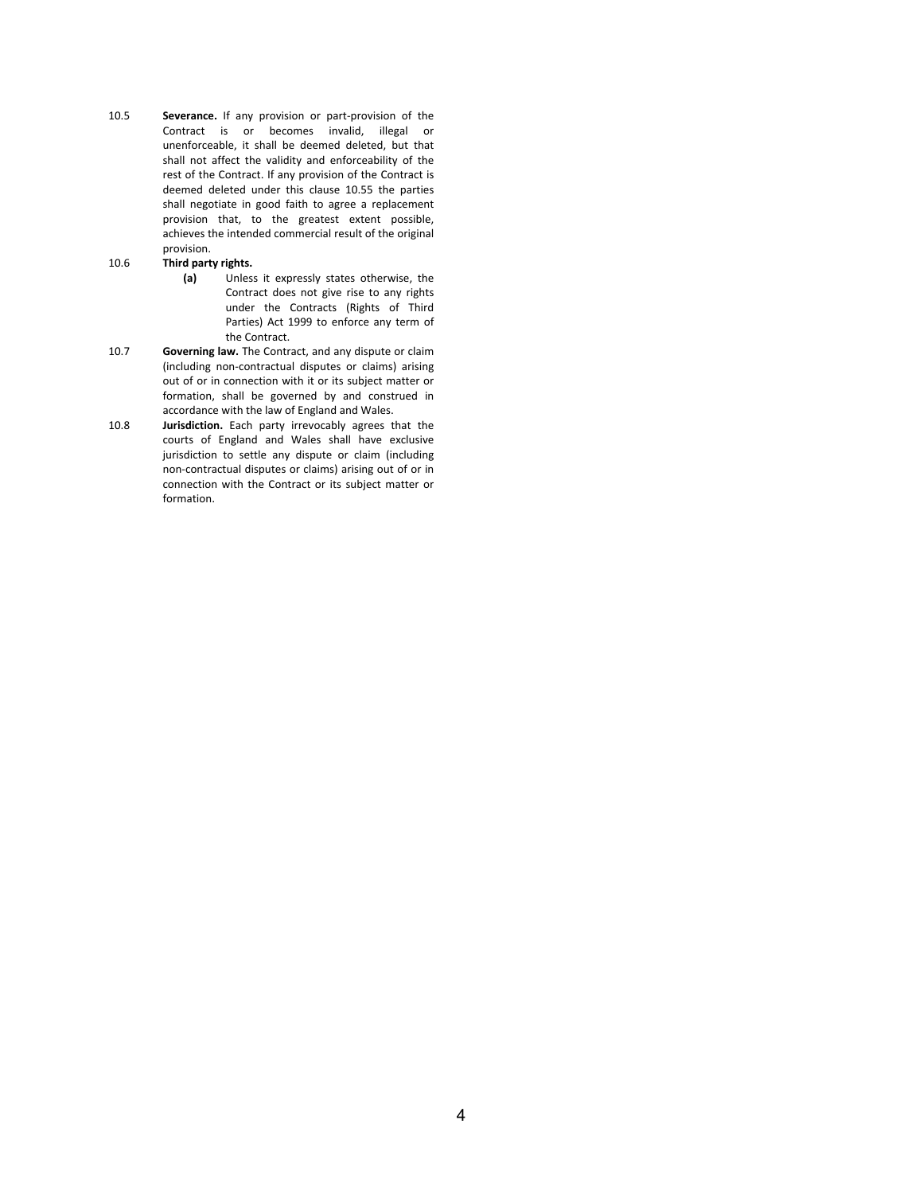10.5 **Severance.** If any provision or part-provision of the Contract is or becomes invalid, illegal or unenforceable, it shall be deemed deleted, but that shall not affect the validity and enforceability of the rest of the Contract. If any provision of the Contract is deemed deleted under this clause 10.55 the parties shall negotiate in good faith to agree a replacement provision that, to the greatest extent possible, achieves the intended commercial result of the original provision.

10.6 **Third party rights.**

**(a)** Unless it expressly states otherwise, the Contract does not give rise to any rights under the Contracts (Rights of Third Parties) Act 1999 to enforce any term of the Contract.

10.7 **Governing law.** The Contract, and any dispute or claim (including non-contractual disputes or claims) arising out of or in connection with it or its subject matter or formation, shall be governed by and construed in accordance with the law of England and Wales.

10.8 **Jurisdiction.** Each party irrevocably agrees that the courts of England and Wales shall have exclusive jurisdiction to settle any dispute or claim (including non-contractual disputes or claims) arising out of or in connection with the Contract or its subject matter or formation.